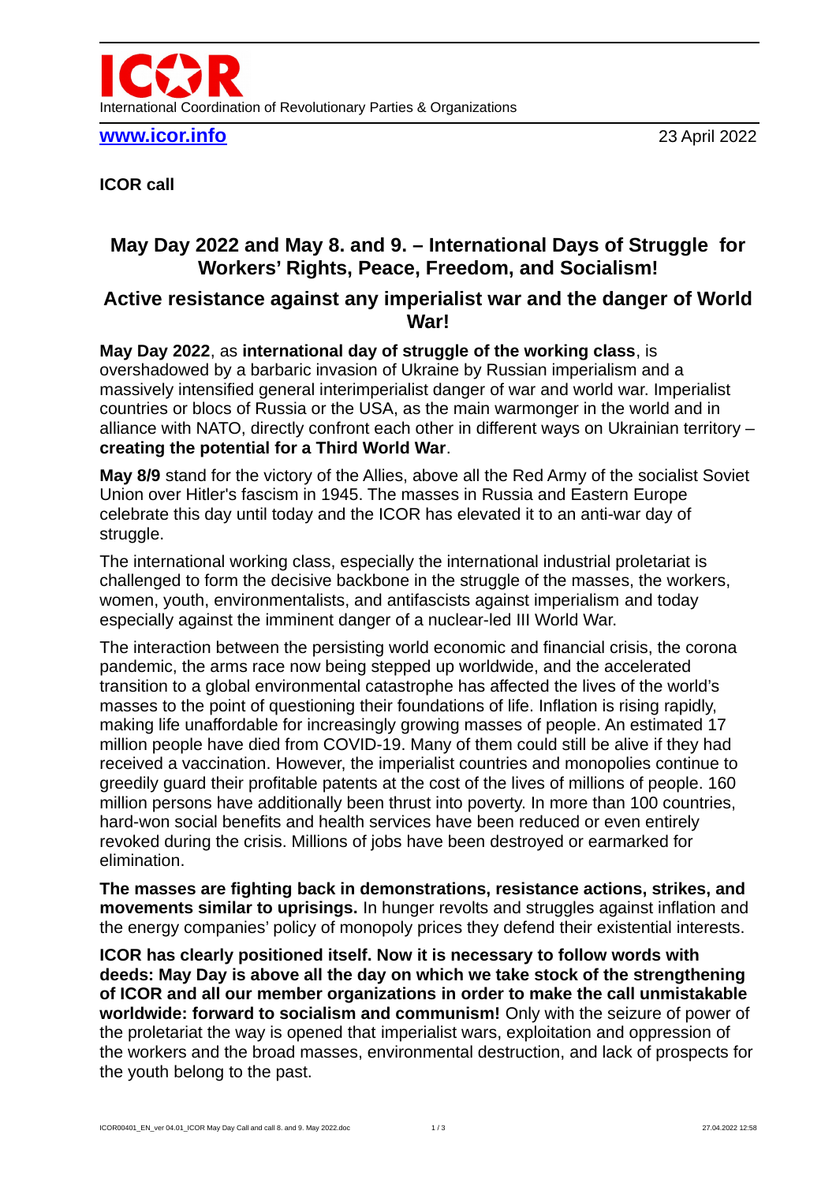ICOR

International Coordination of Revolutionary Parties & Organizations

**www.icor.info** 23 April 2022

**ICOR call**

## May Day 2022 and May 8. and 9. – International Days of Struggle for Workers' Rights, Peace, Freedom, and Socialism!

## Active resistance against any imperialist war and the danger of World War!

**May Day 2022**, as **international day of struggle of the working class**, is overshadowed by a barbaric invasion of Ukraine by Russian imperialism and a massively intensified general interimperialist danger of war and world war. Imperialist countries or blocs of Russia or the USA, as the main warmonger in the world and in alliance with NATO, directly confront each other in different ways on Ukrainian territory – **creating the potential for a Third World War**.

**May 8/9** stand for the victory of the Allies, above all the Red Army of the socialist Soviet Union over Hitler's fascism in 1945. The masses in Russia and Eastern Europe celebrate this day until today and the ICOR has elevated it to an anti-war day of struggle.

The international working class, especially the international industrial proletariat is challenged to form the decisive backbone in the struggle of the masses, the workers, women, youth, environmentalists, and antifascists against imperialism and today especially against the imminent danger of a nuclear-led III World War.

The interaction between the persisting world economic and financial crisis, the corona pandemic, the arms race now being stepped up worldwide, and the accelerated transition to a global environmental catastrophe has affected the lives of the world's masses to the point of questioning their foundations of life. Inflation is rising rapidly, making life unaffordable for increasingly growing masses of people. An estimated 17 million people have died from COVID-19. Many of them could still be alive if they had received a vaccination. However, the imperialist countries and monopolies continue to greedily guard their profitable patents at the cost of the lives of millions of people. 160 million persons have additionally been thrust into poverty. In more than 100 countries, hard-won social benefits and health services have been reduced or even entirely revoked during the crisis. Millions of jobs have been destroyed or earmarked for elimination.

**The masses are fighting back in demonstrations, resistance actions, strikes, and movements similar to uprisings.** In hunger revolts and struggles against inflation and the energy companies' policy of monopoly prices they defend their existential interests.

**ICOR has clearly positioned itself. Now it is necessary to follow words with deeds: May Day is above all the day on which we take stock of the strengthening of ICOR and all our member organizations in order to make the call unmistakable worldwide: forward to socialism and communism!** Only with the seizure of power of the proletariat the way is opened that imperialist wars, exploitation and oppression of the workers and the broad masses, environmental destruction, and lack of prospects for the youth belong to the past.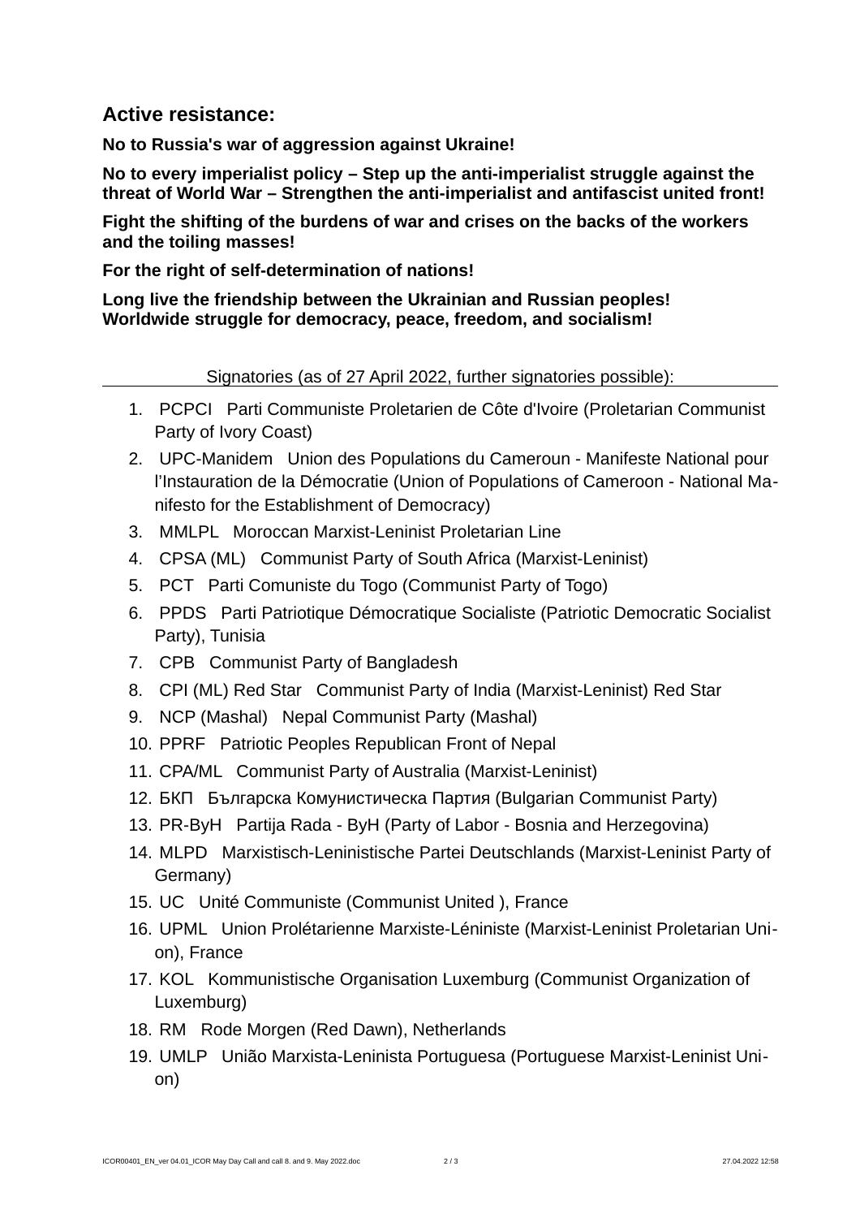## Active resistance:

**No to Russia's war of aggression against Ukraine!**

**No to every imperialist policy – Step up the anti-imperialist struggle against the threat of World War – Strengthen the anti-imperialist and antifascist united front!**

**Fight the shifting of the burdens of war and crises on the backs of the workers and the toiling masses!**

**For the right of self-determination of nations!**

**Long live the friendship between the Ukrainian and Russian peoples!**
**Worldwide struggle for democracy, peace, freedom, and socialism!**

Signatories (as of 27 April 2022, further signatories possible):

1. PCPCI Parti Communiste Proletarien de Côte d'Ivoire (Proletarian Communist Party of Ivory Coast)
2. UPC-Manidem Union des Populations du Cameroun - Manifeste National pour l'Instauration de la Démocratie (Union of Populations of Cameroon - National Manifesto for the Establishment of Democracy)
3. MMLPL Moroccan Marxist-Leninist Proletarian Line
4. CPSA (ML) Communist Party of South Africa (Marxist-Leninist)
5. PCT Parti Comuniste du Togo (Communist Party of Togo)
6. PPDS Parti Patriotique Démocratique Socialiste (Patriotic Democratic Socialist Party), Tunisia
7. CPB Communist Party of Bangladesh
8. CPI (ML) Red Star Communist Party of India (Marxist-Leninist) Red Star
9. NCP (Mashal) Nepal Communist Party (Mashal)
10. PPRF Patriotic Peoples Republican Front of Nepal
11. CPA/ML Communist Party of Australia (Marxist-Leninist)
12. БКП Българска Комунистическа Партия (Bulgarian Communist Party)
13. PR-ByH Partija Rada - ByH (Party of Labor - Bosnia and Herzegovina)
14. MLPD Marxistisch-Leninistische Partei Deutschlands (Marxist-Leninist Party of Germany)
15. UC Unité Communiste (Communist United ), France
16. UPML Union Prolétarienne Marxiste-Léniniste (Marxist-Leninist Proletarian Union), France
17. KOL Kommunistische Organisation Luxemburg (Communist Organization of Luxemburg)
18. RM Rode Morgen (Red Dawn), Netherlands
19. UMLP União Marxista-Leninista Portuguesa (Portuguese Marxist-Leninist Union)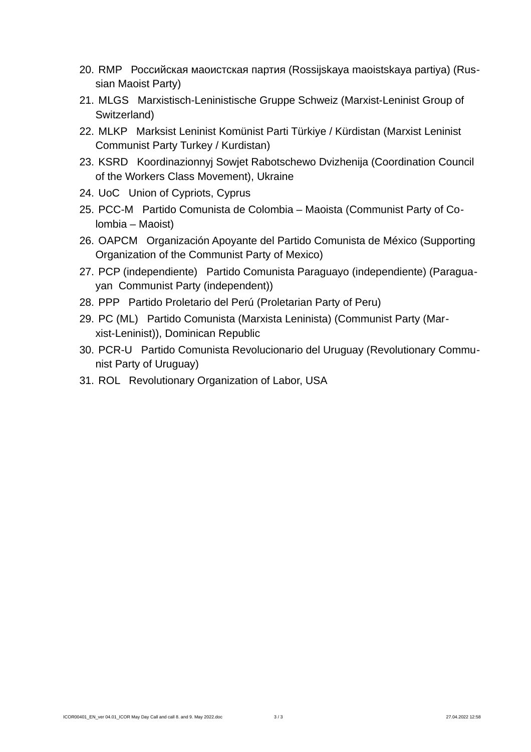20. RMP   Российская маоистская партия (Rossijskaya maoistskaya partiya) (Russian Maoist Party)
21. MLGS   Marxistisch-Leninistische Gruppe Schweiz (Marxist-Leninist Group of Switzerland)
22. MLKP   Marksist Leninist Komünist Parti Türkiye / Kürdistan (Marxist Leninist Communist Party Turkey / Kurdistan)
23. KSRD   Koordinazionnyj Sowjet Rabotschewo Dvizhenija (Coordination Council of the Workers Class Movement), Ukraine
24. UoC   Union of Cypriots, Cyprus
25. PCC-M   Partido Comunista de Colombia – Maoista (Communist Party of Colombia – Maoist)
26. OAPCM   Organización Apoyante del Partido Comunista de México (Supporting Organization of the Communist Party of Mexico)
27. PCP (independiente)   Partido Comunista Paraguayo (independiente) (Paraguayan  Communist Party (independent))
28. PPP   Partido Proletario del Perú (Proletarian Party of Peru)
29. PC (ML)   Partido Comunista (Marxista Leninista) (Communist Party (Marxist-Leninist)), Dominican Republic
30. PCR-U   Partido Comunista Revolucionario del Uruguay (Revolutionary Communist Party of Uruguay)
31. ROL   Revolutionary Organization of Labor, USA